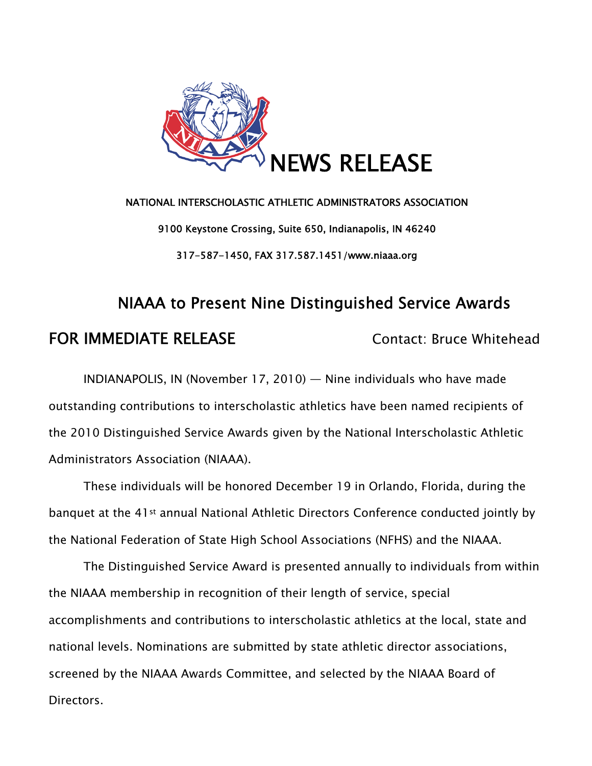# NEWS RELEASE

**NATIONAL INTERSCHOLASTIC ATHLETIC ADMINISTRATORS ASSOCIATION**

**9100 Keystone Crossing, Suite 650, Indianapolis, IN 46240**

**317-587-1450, FAX 317.587.1451/www.niaaa.org**

## NIAAA to Present Nine Distinguished Service Awards

**FOR IMMEDIATE RELEASE** Contact: Bruce Whitehead

INDIANAPOLIS, IN (November 17, 2010) — Nine individuals who have made outstanding contributions to interscholastic athletics have been named recipients of the 2010 Distinguished Service Awards given by the National Interscholastic Athletic Administrators Association (NIAAA).

These individuals will be honored December 19 in Orlando, Florida, during the banquet at the 41st annual National Athletic Directors Conference conducted jointly by the National Federation of State High School Associations (NFHS) and the NIAAA.

The Distinguished Service Award is presented annually to individuals from within the NIAAA membership in recognition of their length of service, special accomplishments and contributions to interscholastic athletics at the local, state and national levels. Nominations are submitted by state athletic director associations, screened by the NIAAA Awards Committee, and selected by the NIAAA Board of Directors.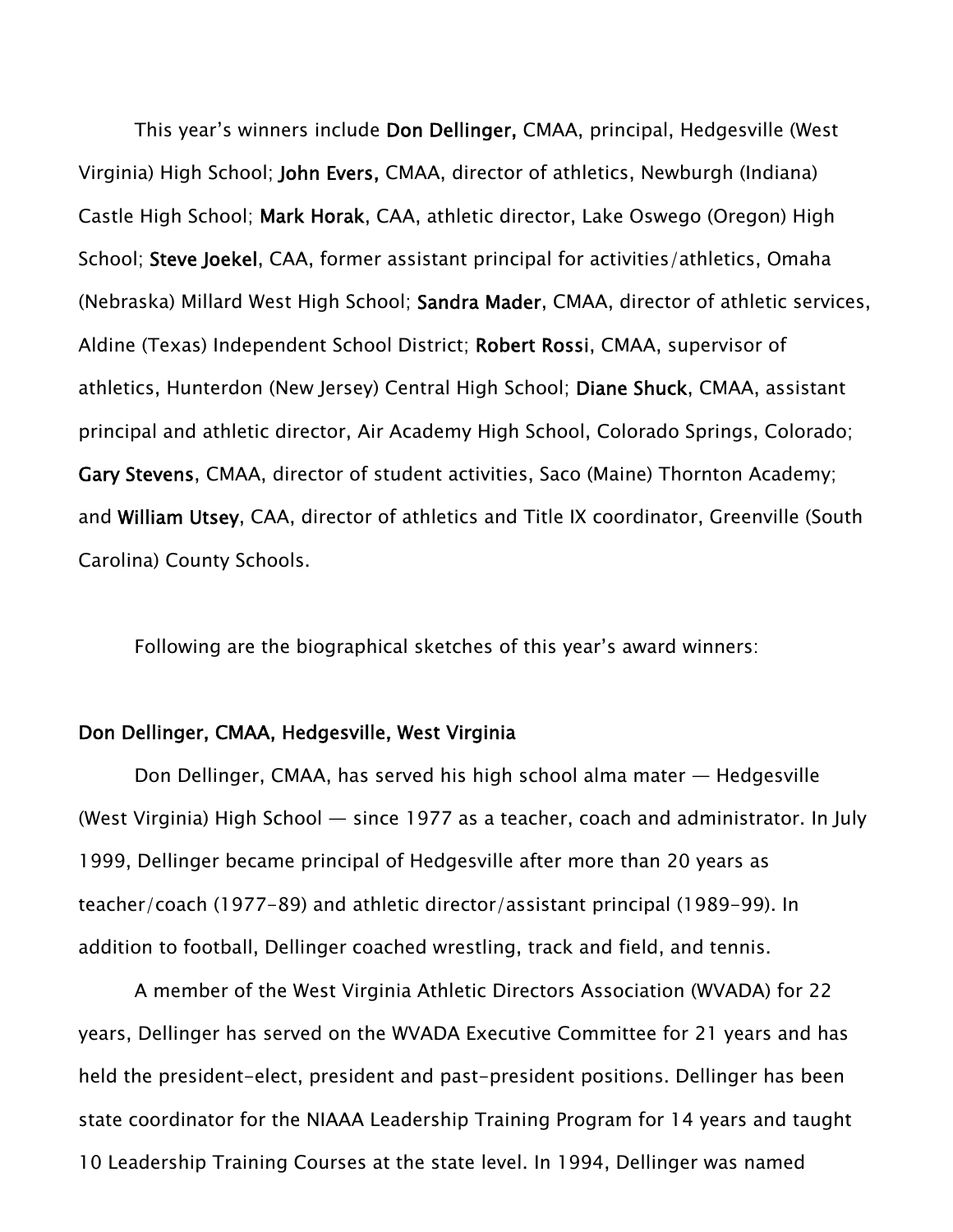This year's winners include **Don Dellinger,** CMAA, principal, Hedgesville (West Virginia) High School; **John Evers,** CMAA, director of athletics, Newburgh (Indiana) Castle High School; **Mark Horak**, CAA, athletic director, Lake Oswego (Oregon) High School; **Steve Joekel**, CAA, former assistant principal for activities/athletics, Omaha (Nebraska) Millard West High School; **Sandra Mader**, CMAA, director of athletic services, Aldine (Texas) Independent School District; **Robert Rossi**, CMAA, supervisor of athletics, Hunterdon (New Jersey) Central High School; **Diane Shuck**, CMAA, assistant principal and athletic director, Air Academy High School, Colorado Springs, Colorado; **Gary Stevens**, CMAA, director of student activities, Saco (Maine) Thornton Academy; and **William Utsey**, CAA, director of athletics and Title IX coordinator, Greenville (South Carolina) County Schools.

Following are the biographical sketches of this year's award winners:

**Don Dellinger, CMAA, Hedgesville, West Virginia**

Don Dellinger, CMAA, has served his high school alma mater — Hedgesville (West Virginia) High School — since 1977 as a teacher, coach and administrator. In July 1999, Dellinger became principal of Hedgesville after more than 20 years as teacher/coach (1977-89) and athletic director/assistant principal (1989-99). In addition to football, Dellinger coached wrestling, track and field, and tennis.

A member of the West Virginia Athletic Directors Association (WVADA) for 22 years, Dellinger has served on the WVADA Executive Committee for 21 years and has held the president-elect, president and past-president positions. Dellinger has been state coordinator for the NIAAA Leadership Training Program for 14 years and taught 10 Leadership Training Courses at the state level. In 1994, Dellinger was named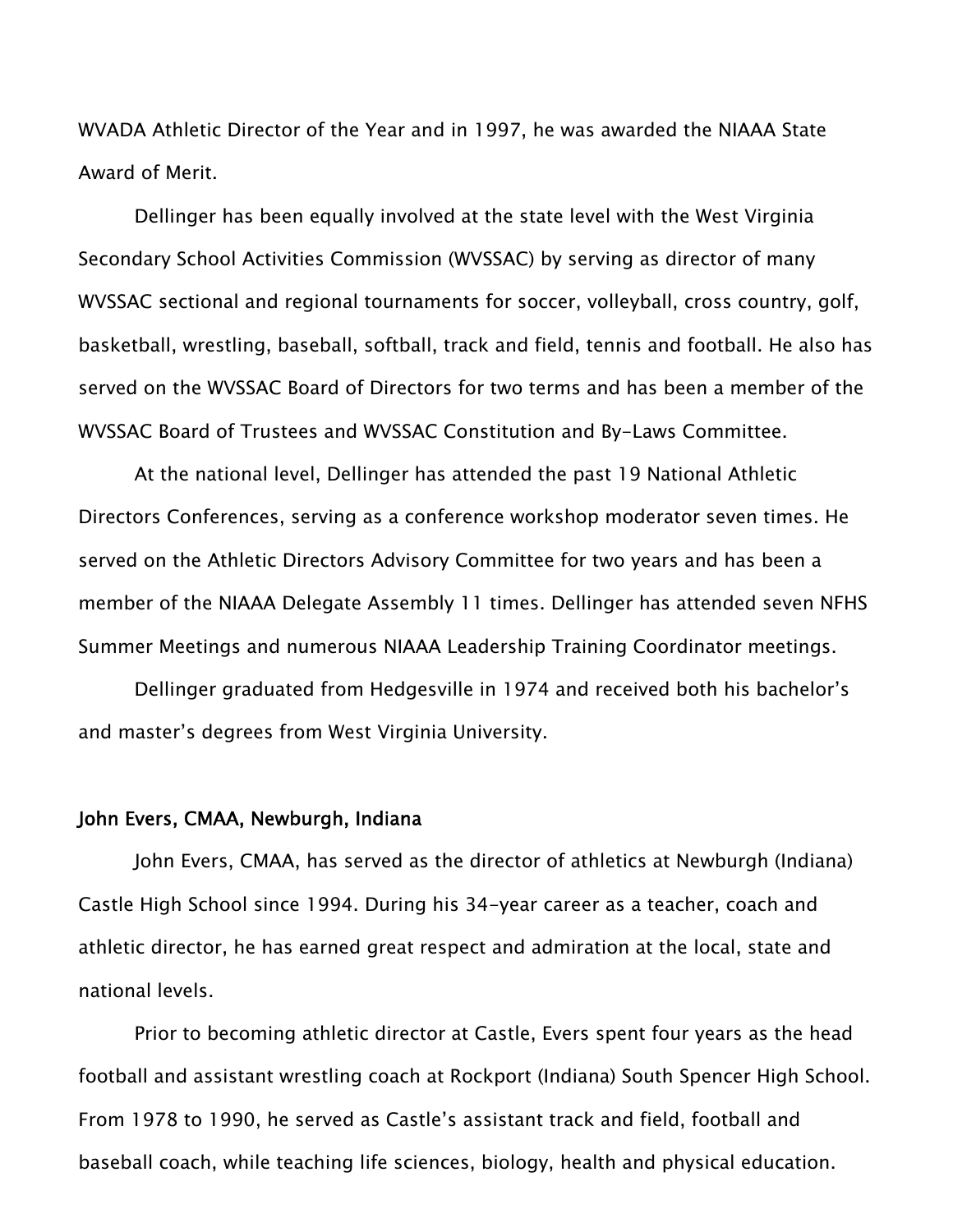WVADA Athletic Director of the Year and in 1997, he was awarded the NIAAA State Award of Merit.

Dellinger has been equally involved at the state level with the West Virginia Secondary School Activities Commission (WVSSAC) by serving as director of many WVSSAC sectional and regional tournaments for soccer, volleyball, cross country, golf, basketball, wrestling, baseball, softball, track and field, tennis and football. He also has served on the WVSSAC Board of Directors for two terms and has been a member of the WVSSAC Board of Trustees and WVSSAC Constitution and By-Laws Committee.

At the national level, Dellinger has attended the past 19 National Athletic Directors Conferences, serving as a conference workshop moderator seven times. He served on the Athletic Directors Advisory Committee for two years and has been a member of the NIAAA Delegate Assembly 11 times. Dellinger has attended seven NFHS Summer Meetings and numerous NIAAA Leadership Training Coordinator meetings.

Dellinger graduated from Hedgesville in 1974 and received both his bachelor's and master's degrees from West Virginia University.

**John Evers, CMAA, Newburgh, Indiana**

John Evers, CMAA, has served as the director of athletics at Newburgh (Indiana) Castle High School since 1994. During his 34-year career as a teacher, coach and athletic director, he has earned great respect and admiration at the local, state and national levels.

Prior to becoming athletic director at Castle, Evers spent four years as the head football and assistant wrestling coach at Rockport (Indiana) South Spencer High School. From 1978 to 1990, he served as Castle's assistant track and field, football and baseball coach, while teaching life sciences, biology, health and physical education.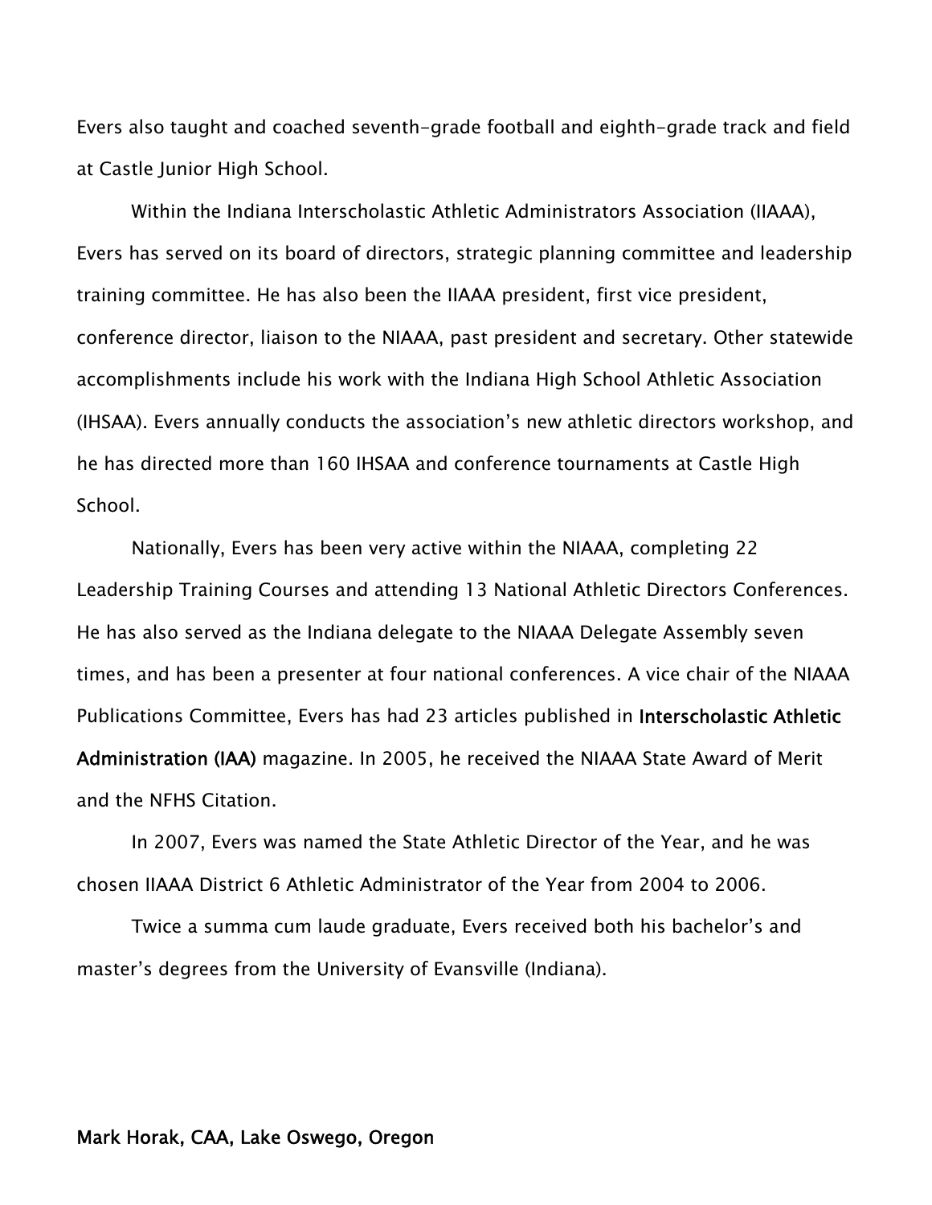Evers also taught and coached seventh-grade football and eighth-grade track and field at Castle Junior High School.

Within the Indiana Interscholastic Athletic Administrators Association (IIAAA), Evers has served on its board of directors, strategic planning committee and leadership training committee. He has also been the IIAAA president, first vice president, conference director, liaison to the NIAAA, past president and secretary. Other statewide accomplishments include his work with the Indiana High School Athletic Association (IHSAA). Evers annually conducts the association's new athletic directors workshop, and he has directed more than 160 IHSAA and conference tournaments at Castle High School.

Nationally, Evers has been very active within the NIAAA, completing 22 Leadership Training Courses and attending 13 National Athletic Directors Conferences. He has also served as the Indiana delegate to the NIAAA Delegate Assembly seven times, and has been a presenter at four national conferences. A vice chair of the NIAAA Publications Committee, Evers has had 23 articles published in **Interscholastic Athletic Administration (IAA)** magazine. In 2005, he received the NIAAA State Award of Merit and the NFHS Citation.

In 2007, Evers was named the State Athletic Director of the Year, and he was chosen IIAAA District 6 Athletic Administrator of the Year from 2004 to 2006.

Twice a summa cum laude graduate, Evers received both his bachelor's and master's degrees from the University of Evansville (Indiana).

**Mark Horak, CAA, Lake Oswego, Oregon**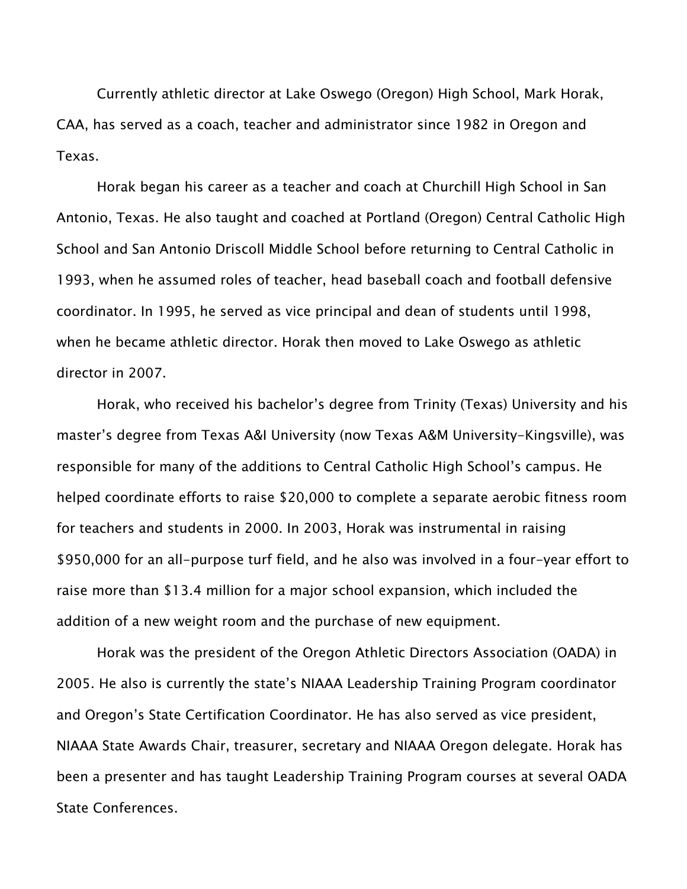Currently athletic director at Lake Oswego (Oregon) High School, Mark Horak, CAA, has served as a coach, teacher and administrator since 1982 in Oregon and Texas.

Horak began his career as a teacher and coach at Churchill High School in San Antonio, Texas. He also taught and coached at Portland (Oregon) Central Catholic High School and San Antonio Driscoll Middle School before returning to Central Catholic in 1993, when he assumed roles of teacher, head baseball coach and football defensive coordinator. In 1995, he served as vice principal and dean of students until 1998, when he became athletic director. Horak then moved to Lake Oswego as athletic director in 2007.

Horak, who received his bachelor's degree from Trinity (Texas) University and his master's degree from Texas A&I University (now Texas A&M University-Kingsville), was responsible for many of the additions to Central Catholic High School's campus. He helped coordinate efforts to raise $20,000 to complete a separate aerobic fitness room for teachers and students in 2000. In 2003, Horak was instrumental in raising $950,000 for an all-purpose turf field, and he also was involved in a four-year effort to raise more than $13.4 million for a major school expansion, which included the addition of a new weight room and the purchase of new equipment.

Horak was the president of the Oregon Athletic Directors Association (OADA) in 2005. He also is currently the state's NIAAA Leadership Training Program coordinator and Oregon's State Certification Coordinator. He has also served as vice president, NIAAA State Awards Chair, treasurer, secretary and NIAAA Oregon delegate. Horak has been a presenter and has taught Leadership Training Program courses at several OADA State Conferences.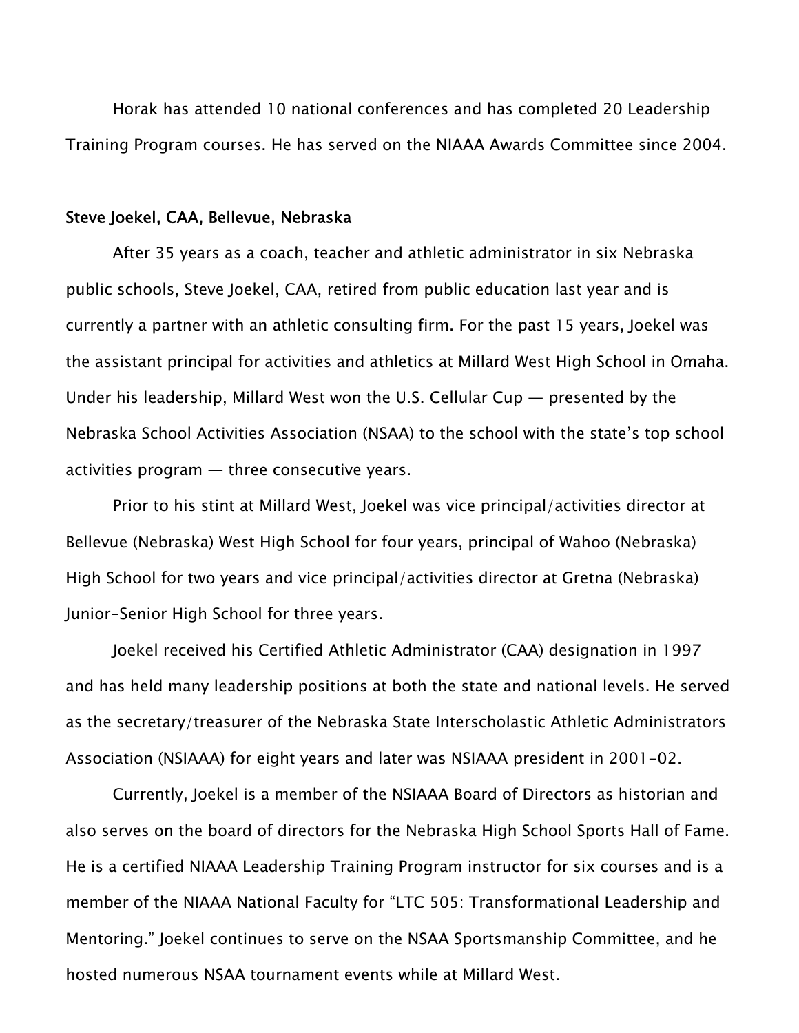Horak has attended 10 national conferences and has completed 20 Leadership Training Program courses. He has served on the NIAAA Awards Committee since 2004.

**Steve Joekel, CAA, Bellevue, Nebraska**

After 35 years as a coach, teacher and athletic administrator in six Nebraska public schools, Steve Joekel, CAA, retired from public education last year and is currently a partner with an athletic consulting firm. For the past 15 years, Joekel was the assistant principal for activities and athletics at Millard West High School in Omaha. Under his leadership, Millard West won the U.S. Cellular Cup — presented by the Nebraska School Activities Association (NSAA) to the school with the state's top school activities program — three consecutive years.

Prior to his stint at Millard West, Joekel was vice principal/activities director at Bellevue (Nebraska) West High School for four years, principal of Wahoo (Nebraska) High School for two years and vice principal/activities director at Gretna (Nebraska) Junior-Senior High School for three years.

Joekel received his Certified Athletic Administrator (CAA) designation in 1997 and has held many leadership positions at both the state and national levels. He served as the secretary/treasurer of the Nebraska State Interscholastic Athletic Administrators Association (NSIAAA) for eight years and later was NSIAAA president in 2001-02.

Currently, Joekel is a member of the NSIAAA Board of Directors as historian and also serves on the board of directors for the Nebraska High School Sports Hall of Fame. He is a certified NIAAA Leadership Training Program instructor for six courses and is a member of the NIAAA National Faculty for "LTC 505: Transformational Leadership and Mentoring." Joekel continues to serve on the NSAA Sportsmanship Committee, and he hosted numerous NSAA tournament events while at Millard West.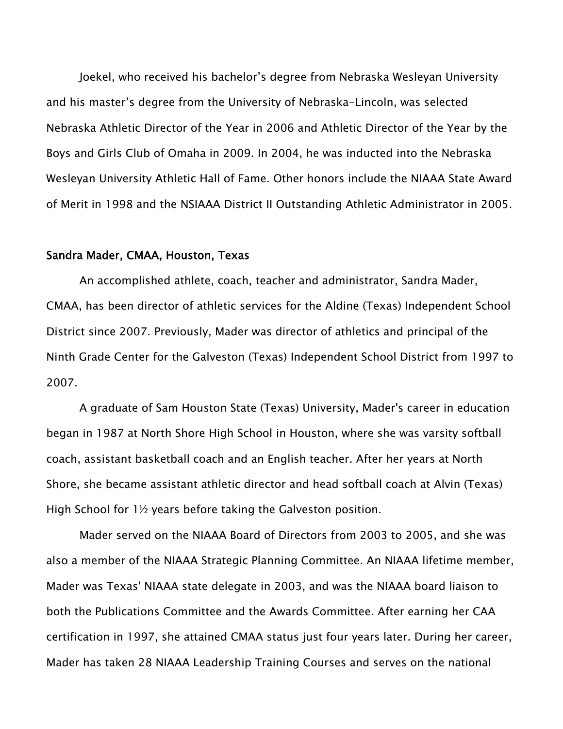Joekel, who received his bachelor's degree from Nebraska Wesleyan University and his master's degree from the University of Nebraska-Lincoln, was selected Nebraska Athletic Director of the Year in 2006 and Athletic Director of the Year by the Boys and Girls Club of Omaha in 2009. In 2004, he was inducted into the Nebraska Wesleyan University Athletic Hall of Fame. Other honors include the NIAAA State Award of Merit in 1998 and the NSIAAA District II Outstanding Athletic Administrator in 2005.

**Sandra Mader, CMAA, Houston, Texas**

An accomplished athlete, coach, teacher and administrator, Sandra Mader, CMAA, has been director of athletic services for the Aldine (Texas) Independent School District since 2007. Previously, Mader was director of athletics and principal of the Ninth Grade Center for the Galveston (Texas) Independent School District from 1997 to 2007.

A graduate of Sam Houston State (Texas) University, Mader's career in education began in 1987 at North Shore High School in Houston, where she was varsity softball coach, assistant basketball coach and an English teacher. After her years at North Shore, she became assistant athletic director and head softball coach at Alvin (Texas) High School for 1½ years before taking the Galveston position.

Mader served on the NIAAA Board of Directors from 2003 to 2005, and she was also a member of the NIAAA Strategic Planning Committee. An NIAAA lifetime member, Mader was Texas' NIAAA state delegate in 2003, and was the NIAAA board liaison to both the Publications Committee and the Awards Committee. After earning her CAA certification in 1997, she attained CMAA status just four years later. During her career, Mader has taken 28 NIAAA Leadership Training Courses and serves on the national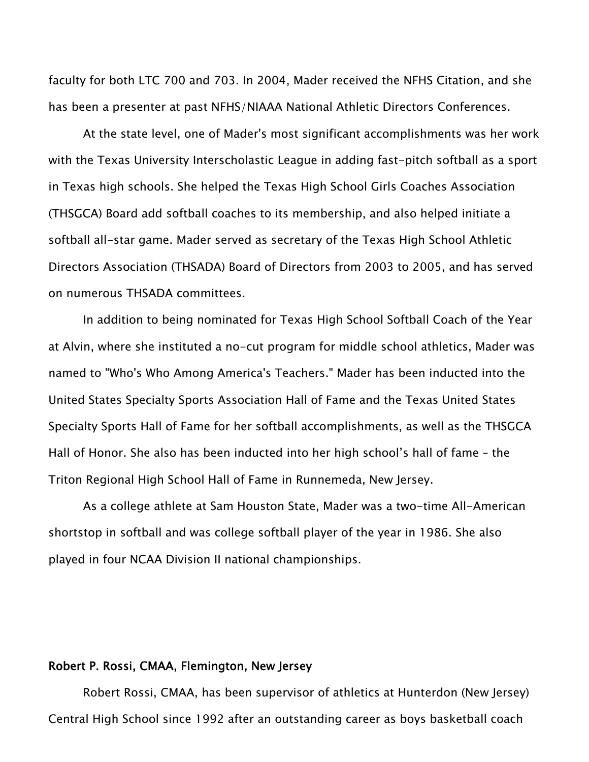faculty for both LTC 700 and 703. In 2004, Mader received the NFHS Citation, and she has been a presenter at past NFHS/NIAAA National Athletic Directors Conferences.

At the state level, one of Mader's most significant accomplishments was her work with the Texas University Interscholastic League in adding fast-pitch softball as a sport in Texas high schools. She helped the Texas High School Girls Coaches Association (THSGCA) Board add softball coaches to its membership, and also helped initiate a softball all-star game. Mader served as secretary of the Texas High School Athletic Directors Association (THSADA) Board of Directors from 2003 to 2005, and has served on numerous THSADA committees.

In addition to being nominated for Texas High School Softball Coach of the Year at Alvin, where she instituted a no-cut program for middle school athletics, Mader was named to "Who's Who Among America's Teachers." Mader has been inducted into the United States Specialty Sports Association Hall of Fame and the Texas United States Specialty Sports Hall of Fame for her softball accomplishments, as well as the THSGCA Hall of Honor. She also has been inducted into her high school's hall of fame – the Triton Regional High School Hall of Fame in Runnemeda, New Jersey.

As a college athlete at Sam Houston State, Mader was a two-time All-American shortstop in softball and was college softball player of the year in 1986. She also played in four NCAA Division II national championships.

**Robert P. Rossi, CMAA, Flemington, New Jersey**

Robert Rossi, CMAA, has been supervisor of athletics at Hunterdon (New Jersey) Central High School since 1992 after an outstanding career as boys basketball coach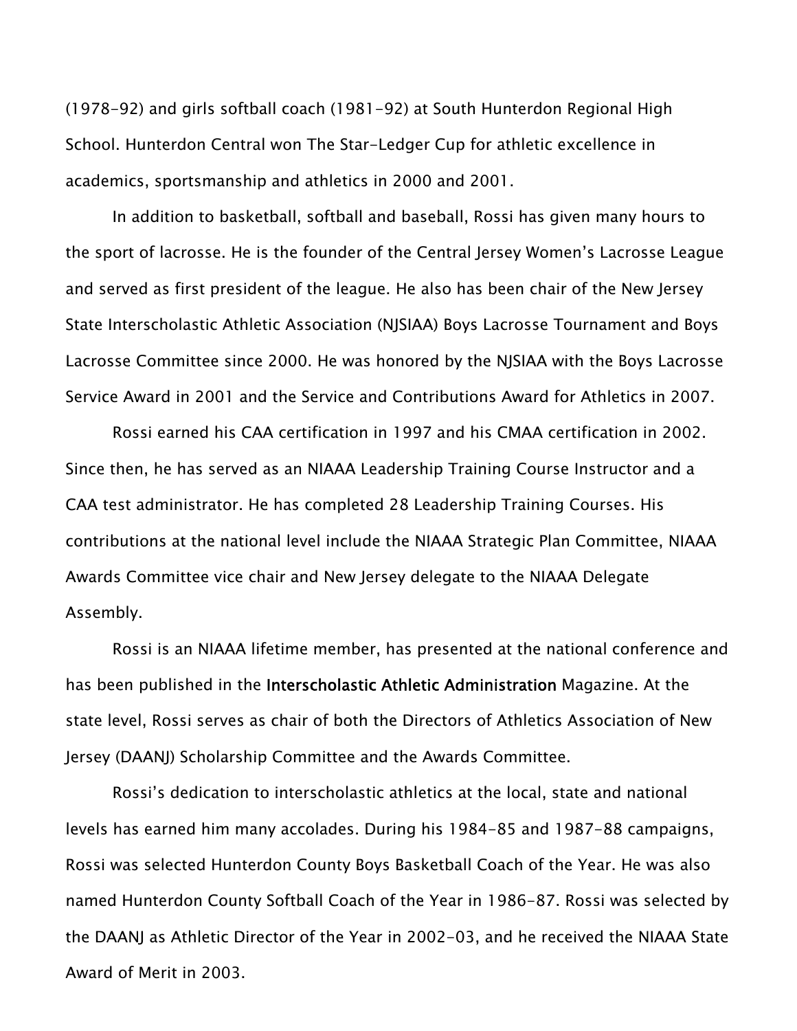(1978-92) and girls softball coach (1981-92) at South Hunterdon Regional High School. Hunterdon Central won The Star-Ledger Cup for athletic excellence in academics, sportsmanship and athletics in 2000 and 2001.

In addition to basketball, softball and baseball, Rossi has given many hours to the sport of lacrosse. He is the founder of the Central Jersey Women's Lacrosse League and served as first president of the league. He also has been chair of the New Jersey State Interscholastic Athletic Association (NJSIAA) Boys Lacrosse Tournament and Boys Lacrosse Committee since 2000. He was honored by the NJSIAA with the Boys Lacrosse Service Award in 2001 and the Service and Contributions Award for Athletics in 2007.

Rossi earned his CAA certification in 1997 and his CMAA certification in 2002. Since then, he has served as an NIAAA Leadership Training Course Instructor and a CAA test administrator. He has completed 28 Leadership Training Courses. His contributions at the national level include the NIAAA Strategic Plan Committee, NIAAA Awards Committee vice chair and New Jersey delegate to the NIAAA Delegate Assembly.

Rossi is an NIAAA lifetime member, has presented at the national conference and has been published in the **Interscholastic Athletic Administration** Magazine. At the state level, Rossi serves as chair of both the Directors of Athletics Association of New Jersey (DAANJ) Scholarship Committee and the Awards Committee.

Rossi's dedication to interscholastic athletics at the local, state and national levels has earned him many accolades. During his 1984-85 and 1987-88 campaigns, Rossi was selected Hunterdon County Boys Basketball Coach of the Year. He was also named Hunterdon County Softball Coach of the Year in 1986-87. Rossi was selected by the DAANJ as Athletic Director of the Year in 2002-03, and he received the NIAAA State Award of Merit in 2003.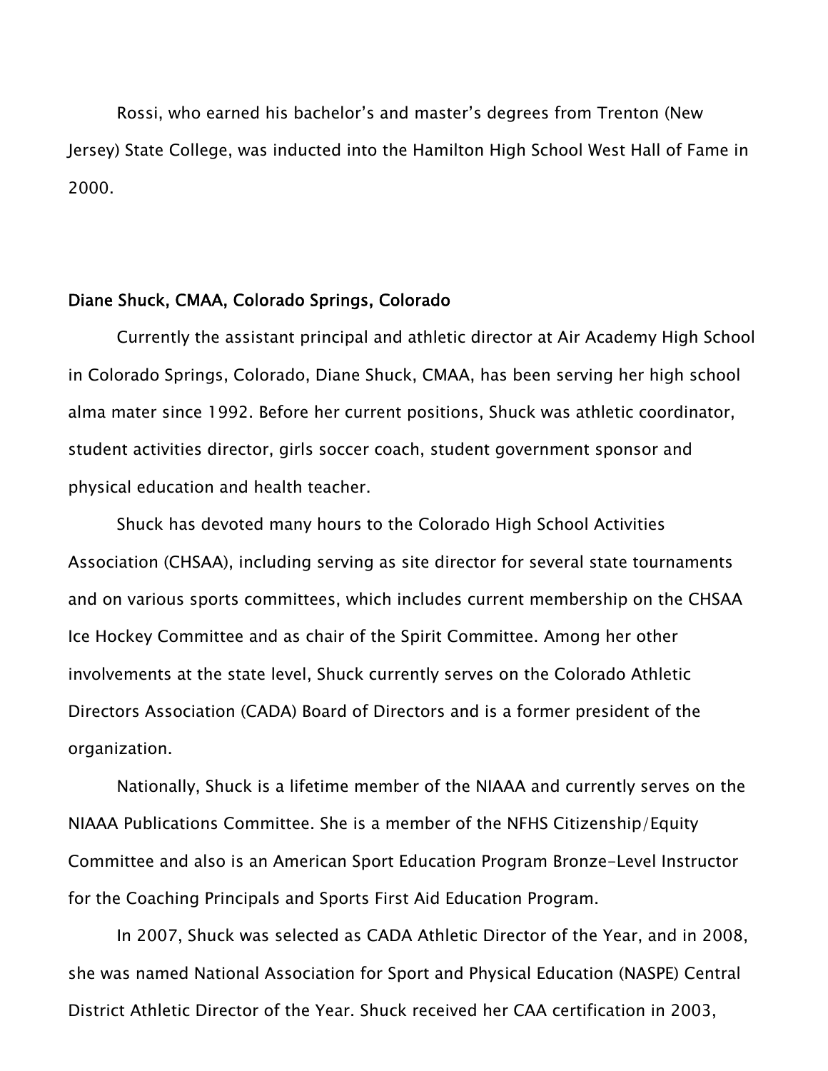Rossi, who earned his bachelor's and master's degrees from Trenton (New Jersey) State College, was inducted into the Hamilton High School West Hall of Fame in 2000.

### Diane Shuck, CMAA, Colorado Springs, Colorado

Currently the assistant principal and athletic director at Air Academy High School in Colorado Springs, Colorado, Diane Shuck, CMAA, has been serving her high school alma mater since 1992. Before her current positions, Shuck was athletic coordinator, student activities director, girls soccer coach, student government sponsor and physical education and health teacher.

Shuck has devoted many hours to the Colorado High School Activities Association (CHSAA), including serving as site director for several state tournaments and on various sports committees, which includes current membership on the CHSAA Ice Hockey Committee and as chair of the Spirit Committee. Among her other involvements at the state level, Shuck currently serves on the Colorado Athletic Directors Association (CADA) Board of Directors and is a former president of the organization.

Nationally, Shuck is a lifetime member of the NIAAA and currently serves on the NIAAA Publications Committee. She is a member of the NFHS Citizenship/Equity Committee and also is an American Sport Education Program Bronze-Level Instructor for the Coaching Principals and Sports First Aid Education Program.

In 2007, Shuck was selected as CADA Athletic Director of the Year, and in 2008, she was named National Association for Sport and Physical Education (NASPE) Central District Athletic Director of the Year. Shuck received her CAA certification in 2003,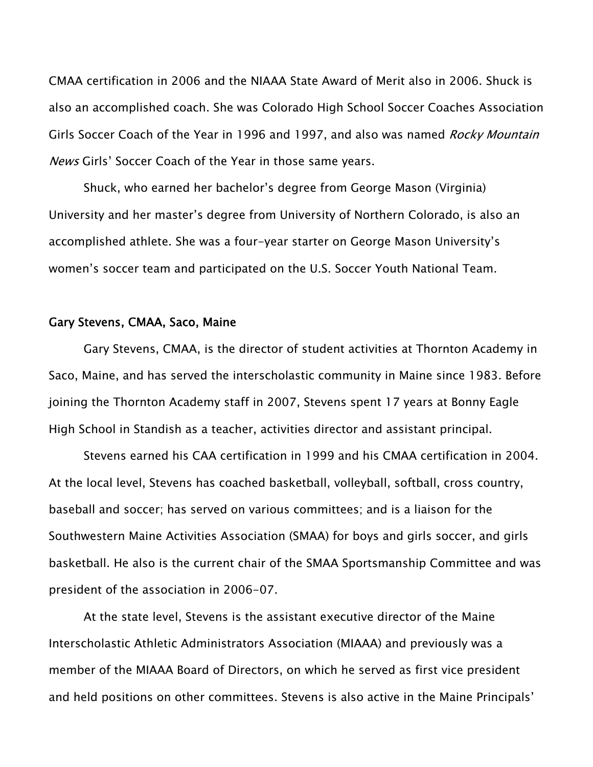CMAA certification in 2006 and the NIAAA State Award of Merit also in 2006. Shuck is also an accomplished coach. She was Colorado High School Soccer Coaches Association Girls Soccer Coach of the Year in 1996 and 1997, and also was named *Rocky Mountain News* Girls' Soccer Coach of the Year in those same years.

Shuck, who earned her bachelor's degree from George Mason (Virginia) University and her master's degree from University of Northern Colorado, is also an accomplished athlete. She was a four-year starter on George Mason University's women's soccer team and participated on the U.S. Soccer Youth National Team.

**Gary Stevens, CMAA, Saco, Maine**

Gary Stevens, CMAA, is the director of student activities at Thornton Academy in Saco, Maine, and has served the interscholastic community in Maine since 1983. Before joining the Thornton Academy staff in 2007, Stevens spent 17 years at Bonny Eagle High School in Standish as a teacher, activities director and assistant principal.

Stevens earned his CAA certification in 1999 and his CMAA certification in 2004. At the local level, Stevens has coached basketball, volleyball, softball, cross country, baseball and soccer; has served on various committees; and is a liaison for the Southwestern Maine Activities Association (SMAA) for boys and girls soccer, and girls basketball. He also is the current chair of the SMAA Sportsmanship Committee and was president of the association in 2006-07.

At the state level, Stevens is the assistant executive director of the Maine Interscholastic Athletic Administrators Association (MIAAA) and previously was a member of the MIAAA Board of Directors, on which he served as first vice president and held positions on other committees. Stevens is also active in the Maine Principals'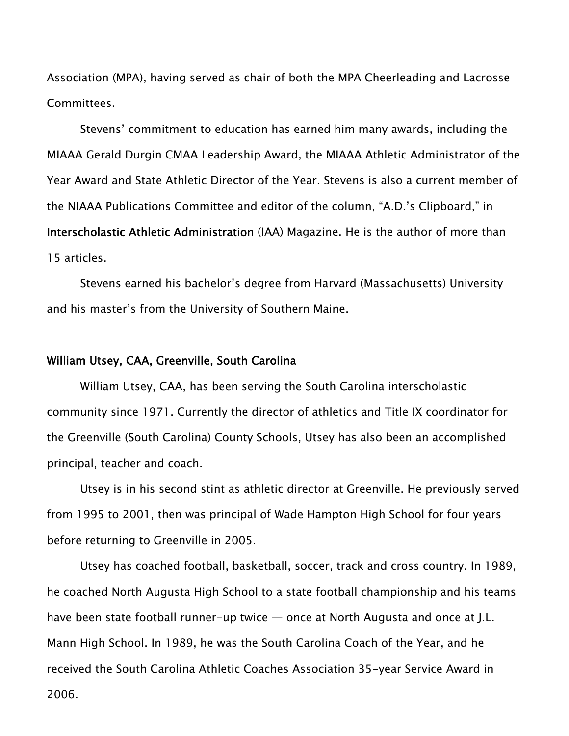Association (MPA), having served as chair of both the MPA Cheerleading and Lacrosse Committees.

Stevens' commitment to education has earned him many awards, including the MIAAA Gerald Durgin CMAA Leadership Award, the MIAAA Athletic Administrator of the Year Award and State Athletic Director of the Year. Stevens is also a current member of the NIAAA Publications Committee and editor of the column, "A.D.'s Clipboard," in **Interscholastic Athletic Administration** (IAA) Magazine. He is the author of more than 15 articles.

Stevens earned his bachelor's degree from Harvard (Massachusetts) University and his master's from the University of Southern Maine.

**William Utsey, CAA, Greenville, South Carolina**

William Utsey, CAA, has been serving the South Carolina interscholastic community since 1971. Currently the director of athletics and Title IX coordinator for the Greenville (South Carolina) County Schools, Utsey has also been an accomplished principal, teacher and coach.

Utsey is in his second stint as athletic director at Greenville. He previously served from 1995 to 2001, then was principal of Wade Hampton High School for four years before returning to Greenville in 2005.

Utsey has coached football, basketball, soccer, track and cross country. In 1989, he coached North Augusta High School to a state football championship and his teams have been state football runner-up twice — once at North Augusta and once at J.L. Mann High School. In 1989, he was the South Carolina Coach of the Year, and he received the South Carolina Athletic Coaches Association 35-year Service Award in 2006.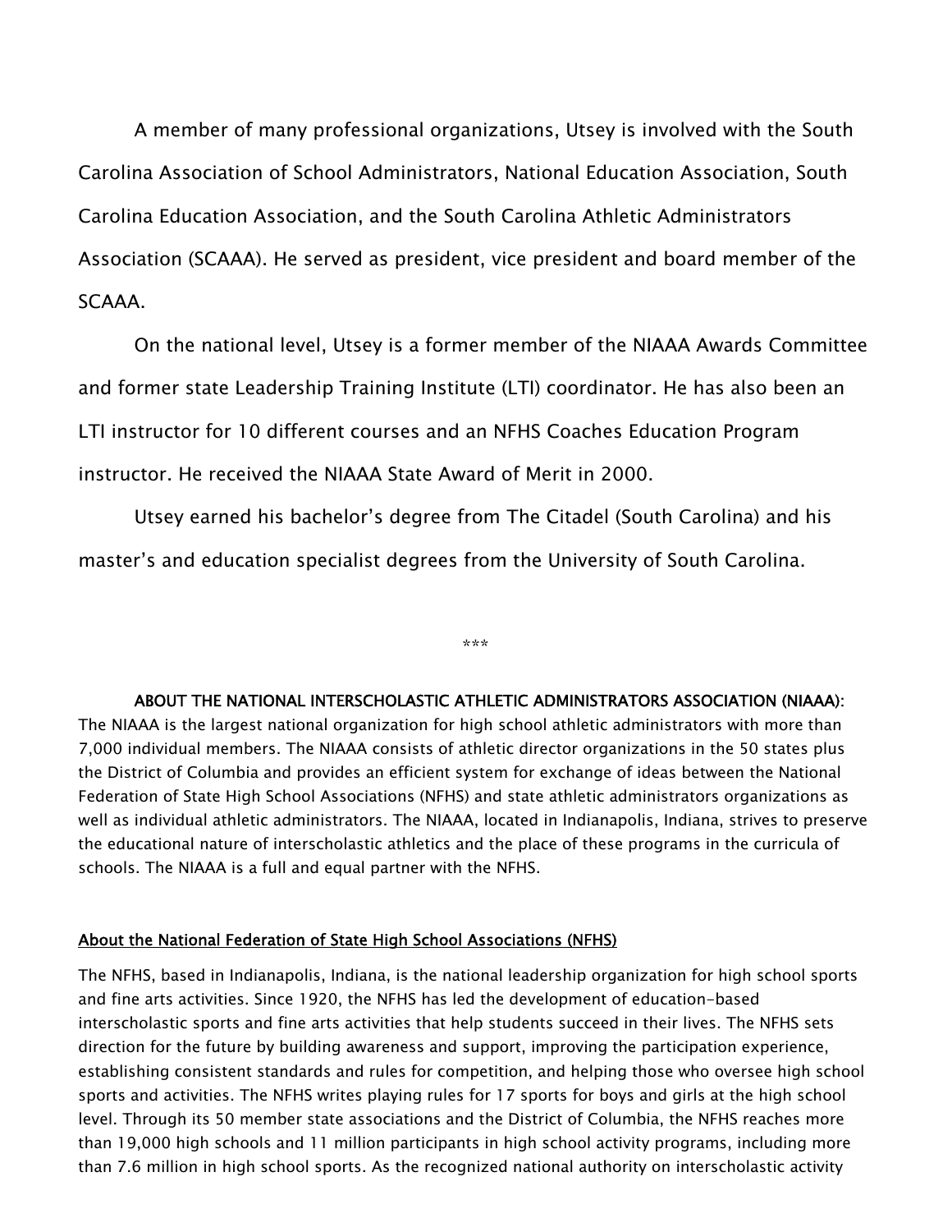A member of many professional organizations, Utsey is involved with the South Carolina Association of School Administrators, National Education Association, South Carolina Education Association, and the South Carolina Athletic Administrators Association (SCAAA). He served as president, vice president and board member of the SCAAA.

On the national level, Utsey is a former member of the NIAAA Awards Committee and former state Leadership Training Institute (LTI) coordinator. He has also been an LTI instructor for 10 different courses and an NFHS Coaches Education Program instructor. He received the NIAAA State Award of Merit in 2000.

Utsey earned his bachelor's degree from The Citadel (South Carolina) and his master's and education specialist degrees from the University of South Carolina.

***

**ABOUT THE NATIONAL INTERSCHOLASTIC ATHLETIC ADMINISTRATORS ASSOCIATION (NIAAA):** The NIAAA is the largest national organization for high school athletic administrators with more than 7,000 individual members. The NIAAA consists of athletic director organizations in the 50 states plus the District of Columbia and provides an efficient system for exchange of ideas between the National Federation of State High School Associations (NFHS) and state athletic administrators organizations as well as individual athletic administrators. The NIAAA, located in Indianapolis, Indiana, strives to preserve the educational nature of interscholastic athletics and the place of these programs in the curricula of schools. The NIAAA is a full and equal partner with the NFHS.

**About the National Federation of State High School Associations (NFHS)**

The NFHS, based in Indianapolis, Indiana, is the national leadership organization for high school sports and fine arts activities. Since 1920, the NFHS has led the development of education-based interscholastic sports and fine arts activities that help students succeed in their lives. The NFHS sets direction for the future by building awareness and support, improving the participation experience, establishing consistent standards and rules for competition, and helping those who oversee high school sports and activities. The NFHS writes playing rules for 17 sports for boys and girls at the high school level. Through its 50 member state associations and the District of Columbia, the NFHS reaches more than 19,000 high schools and 11 million participants in high school activity programs, including more than 7.6 million in high school sports. As the recognized national authority on interscholastic activity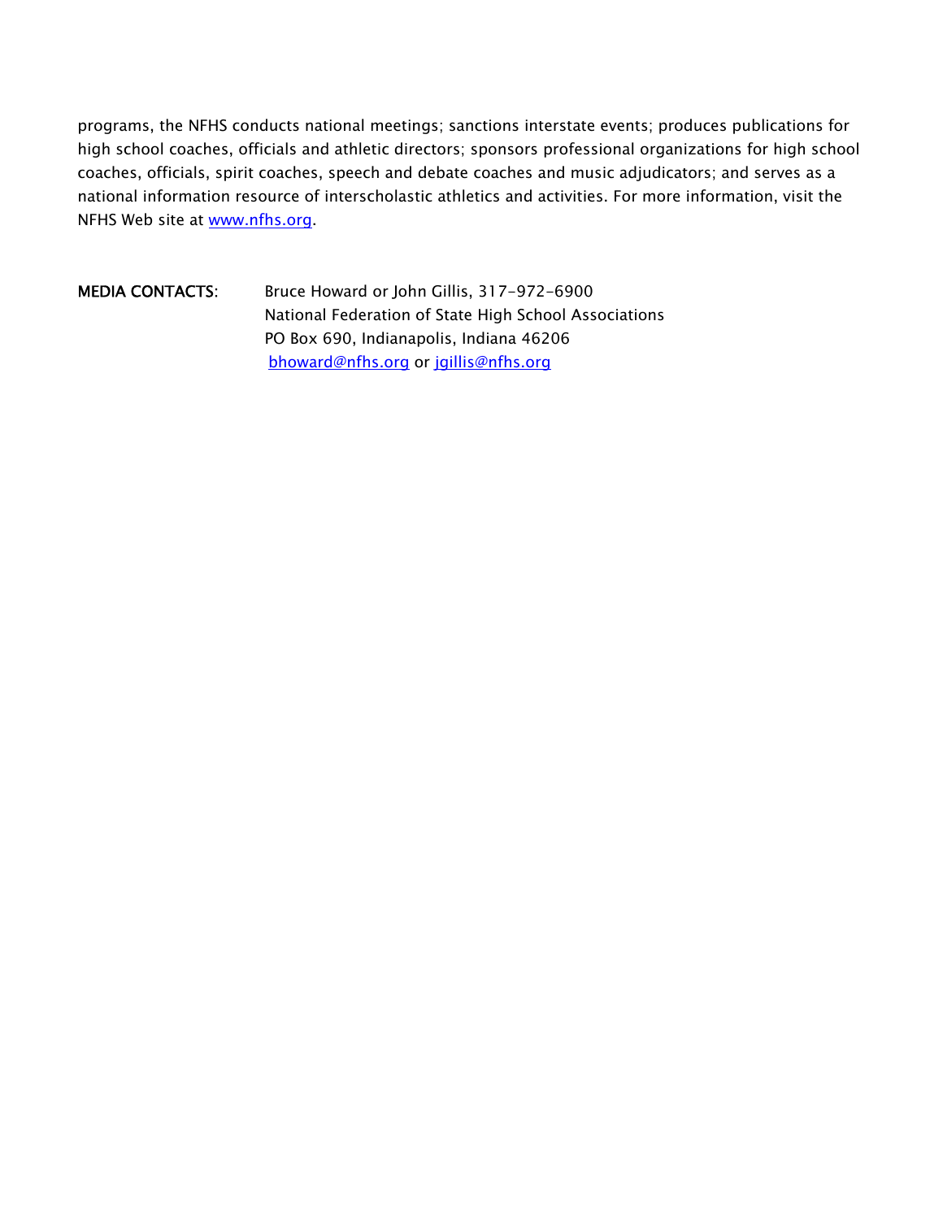programs, the NFHS conducts national meetings; sanctions interstate events; produces publications for high school coaches, officials and athletic directors; sponsors professional organizations for high school coaches, officials, spirit coaches, speech and debate coaches and music adjudicators; and serves as a national information resource of interscholastic athletics and activities. For more information, visit the NFHS Web site at [www.nfhs.org](http://www.nfhs.org).

**MEDIA CONTACTS:** Bruce Howard or John Gillis, 317-972-6900
National Federation of State High School Associations
PO Box 690, Indianapolis, Indiana 46206
[bhoward@nfhs.org](mailto:bhoward@nfhs.org) or [jgillis@nfhs.org](mailto:jgillis@nfhs.org)